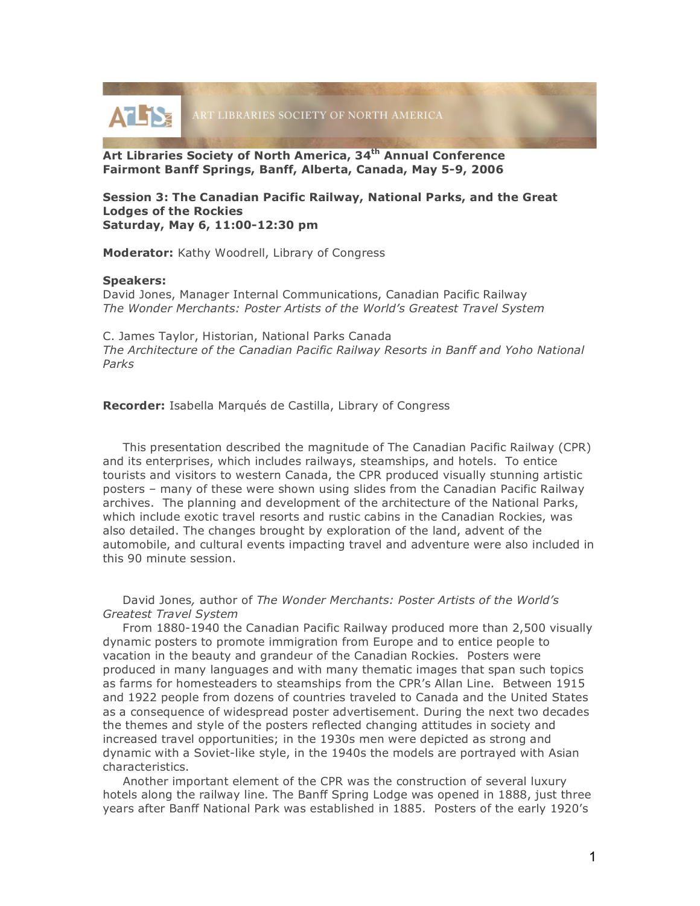ART LIBRARIES SOCIETY OF NORTH AMERICA

**Art Libraries Society of North America, 34th Annual Conference**
**Fairmont Banff Springs, Banff, Alberta, Canada, May 5-9, 2006**

**Session 3: The Canadian Pacific Railway, National Parks, and the Great Lodges of the Rockies**
**Saturday, May 6, 11:00-12:30 pm**

**Moderator:** Kathy Woodrell, Library of Congress

**Speakers:**
David Jones, Manager Internal Communications, Canadian Pacific Railway
*The Wonder Merchants: Poster Artists of the World's Greatest Travel System*

C. James Taylor, Historian, National Parks Canada
*The Architecture of the Canadian Pacific Railway Resorts in Banff and Yoho National Parks*

**Recorder:** Isabella Marqués de Castilla, Library of Congress

This presentation described the magnitude of The Canadian Pacific Railway (CPR) and its enterprises, which includes railways, steamships, and hotels. To entice tourists and visitors to western Canada, the CPR produced visually stunning artistic posters – many of these were shown using slides from the Canadian Pacific Railway archives. The planning and development of the architecture of the National Parks, which include exotic travel resorts and rustic cabins in the Canadian Rockies, was also detailed. The changes brought by exploration of the land, advent of the automobile, and cultural events impacting travel and adventure were also included in this 90 minute session.

David Jones, author of *The Wonder Merchants: Poster Artists of the World's Greatest Travel System*

From 1880-1940 the Canadian Pacific Railway produced more than 2,500 visually dynamic posters to promote immigration from Europe and to entice people to vacation in the beauty and grandeur of the Canadian Rockies. Posters were produced in many languages and with many thematic images that span such topics as farms for homesteaders to steamships from the CPR's Allan Line. Between 1915 and 1922 people from dozens of countries traveled to Canada and the United States as a consequence of widespread poster advertisement. During the next two decades the themes and style of the posters reflected changing attitudes in society and increased travel opportunities; in the 1930s men were depicted as strong and dynamic with a Soviet-like style, in the 1940s the models are portrayed with Asian characteristics.

Another important element of the CPR was the construction of several luxury hotels along the railway line. The Banff Spring Lodge was opened in 1888, just three years after Banff National Park was established in 1885. Posters of the early 1920's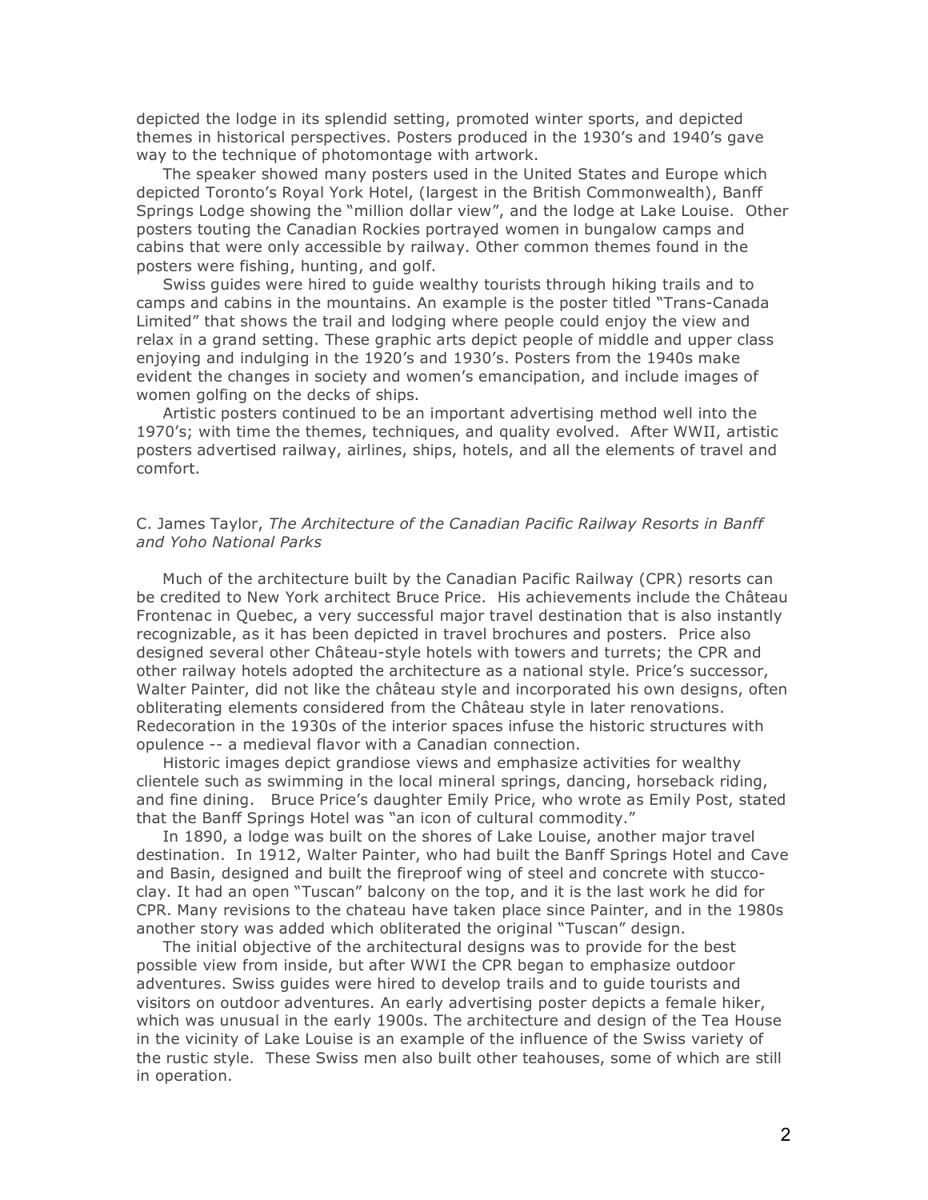depicted the lodge in its splendid setting, promoted winter sports, and depicted themes in historical perspectives. Posters produced in the 1930's and 1940's gave way to the technique of photomontage with artwork.

The speaker showed many posters used in the United States and Europe which depicted Toronto's Royal York Hotel, (largest in the British Commonwealth), Banff Springs Lodge showing the "million dollar view", and the lodge at Lake Louise. Other posters touting the Canadian Rockies portrayed women in bungalow camps and cabins that were only accessible by railway. Other common themes found in the posters were fishing, hunting, and golf.

Swiss guides were hired to guide wealthy tourists through hiking trails and to camps and cabins in the mountains. An example is the poster titled "Trans-Canada Limited" that shows the trail and lodging where people could enjoy the view and relax in a grand setting. These graphic arts depict people of middle and upper class enjoying and indulging in the 1920's and 1930's. Posters from the 1940s make evident the changes in society and women's emancipation, and include images of women golfing on the decks of ships.

Artistic posters continued to be an important advertising method well into the 1970's; with time the themes, techniques, and quality evolved. After WWII, artistic posters advertised railway, airlines, ships, hotels, and all the elements of travel and comfort.

C. James Taylor, *The Architecture of the Canadian Pacific Railway Resorts in Banff and Yoho National Parks*

Much of the architecture built by the Canadian Pacific Railway (CPR) resorts can be credited to New York architect Bruce Price. His achievements include the Château Frontenac in Quebec, a very successful major travel destination that is also instantly recognizable, as it has been depicted in travel brochures and posters. Price also designed several other Château-style hotels with towers and turrets; the CPR and other railway hotels adopted the architecture as a national style. Price's successor, Walter Painter, did not like the château style and incorporated his own designs, often obliterating elements considered from the Château style in later renovations. Redecoration in the 1930s of the interior spaces infuse the historic structures with opulence -- a medieval flavor with a Canadian connection.

Historic images depict grandiose views and emphasize activities for wealthy clientele such as swimming in the local mineral springs, dancing, horseback riding, and fine dining. Bruce Price's daughter Emily Price, who wrote as Emily Post, stated that the Banff Springs Hotel was "an icon of cultural commodity."

In 1890, a lodge was built on the shores of Lake Louise, another major travel destination. In 1912, Walter Painter, who had built the Banff Springs Hotel and Cave and Basin, designed and built the fireproof wing of steel and concrete with stucco-clay. It had an open "Tuscan" balcony on the top, and it is the last work he did for CPR. Many revisions to the chateau have taken place since Painter, and in the 1980s another story was added which obliterated the original "Tuscan" design.

The initial objective of the architectural designs was to provide for the best possible view from inside, but after WWI the CPR began to emphasize outdoor adventures. Swiss guides were hired to develop trails and to guide tourists and visitors on outdoor adventures. An early advertising poster depicts a female hiker, which was unusual in the early 1900s. The architecture and design of the Tea House in the vicinity of Lake Louise is an example of the influence of the Swiss variety of the rustic style. These Swiss men also built other teahouses, some of which are still in operation.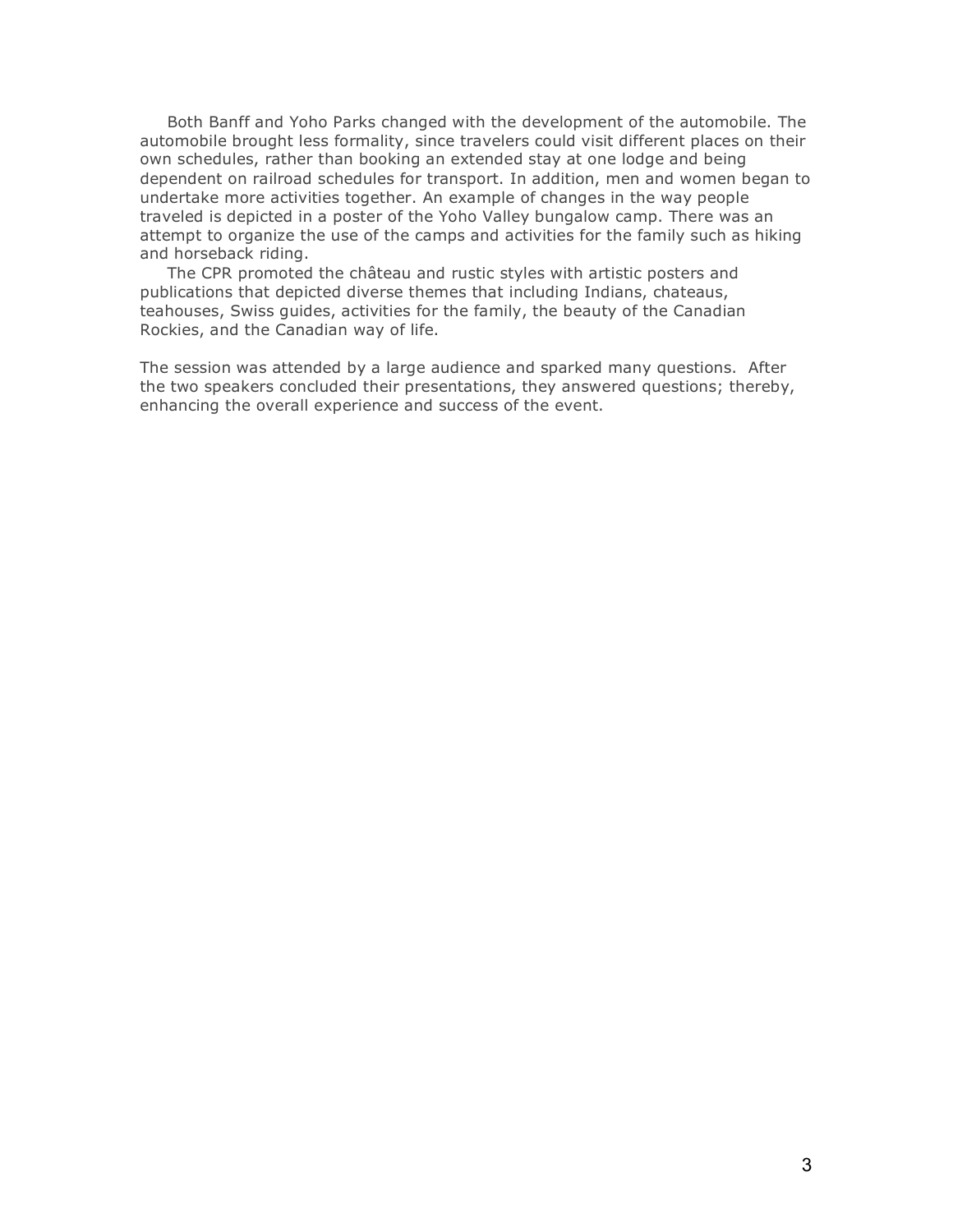Both Banff and Yoho Parks changed with the development of the automobile. The automobile brought less formality, since travelers could visit different places on their own schedules, rather than booking an extended stay at one lodge and being dependent on railroad schedules for transport. In addition, men and women began to undertake more activities together. An example of changes in the way people traveled is depicted in a poster of the Yoho Valley bungalow camp. There was an attempt to organize the use of the camps and activities for the family such as hiking and horseback riding.

The CPR promoted the château and rustic styles with artistic posters and publications that depicted diverse themes that including Indians, chateaus, teahouses, Swiss guides, activities for the family, the beauty of the Canadian Rockies, and the Canadian way of life.

The session was attended by a large audience and sparked many questions. After the two speakers concluded their presentations, they answered questions; thereby, enhancing the overall experience and success of the event.